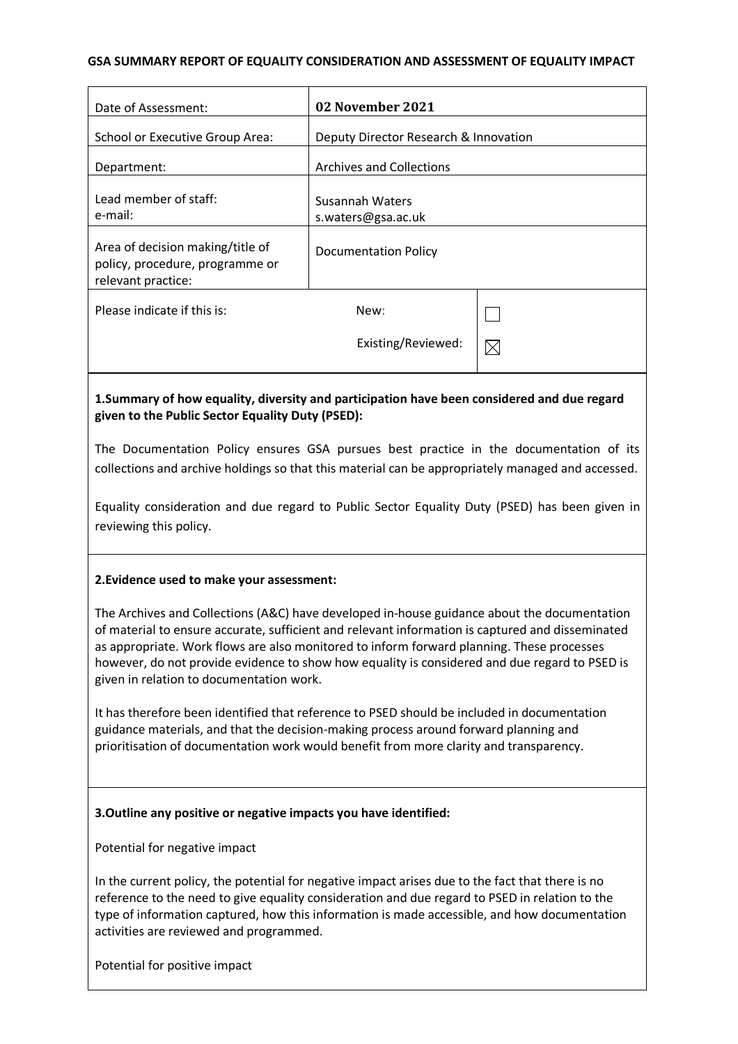**GSA SUMMARY REPORT OF EQUALITY CONSIDERATION AND ASSESSMENT OF EQUALITY IMPACT**

| | | |
|---|---|---|
| Date of Assessment: | **02 November 2021** | |
| School or Executive Group Area: | Deputy Director Research & Innovation | |
| Department: | Archives and Collections | |
| Lead member of staff:<br>e-mail: | Susannah Waters<br>s.waters@gsa.ac.uk | |
| Area of decision making/title of policy, procedure, programme or relevant practice: | Documentation Policy | |
| Please indicate if this is: | New: | ☐ |
| | Existing/Reviewed: | ☒ |

**1.Summary of how equality, diversity and participation have been considered and due regard given to the Public Sector Equality Duty (PSED):**

The Documentation Policy ensures GSA pursues best practice in the documentation of its collections and archive holdings so that this material can be appropriately managed and accessed.

Equality consideration and due regard to Public Sector Equality Duty (PSED) has been given in reviewing this policy.

**2.Evidence used to make your assessment:**

The Archives and Collections (A&C) have developed in-house guidance about the documentation of material to ensure accurate, sufficient and relevant information is captured and disseminated as appropriate. Work flows are also monitored to inform forward planning. These processes however, do not provide evidence to show how equality is considered and due regard to PSED is given in relation to documentation work.

It has therefore been identified that reference to PSED should be included in documentation guidance materials, and that the decision-making process around forward planning and prioritisation of documentation work would benefit from more clarity and transparency.

**3.Outline any positive or negative impacts you have identified:**

Potential for negative impact

In the current policy, the potential for negative impact arises due to the fact that there is no reference to the need to give equality consideration and due regard to PSED in relation to the type of information captured, how this information is made accessible, and how documentation activities are reviewed and programmed.

Potential for positive impact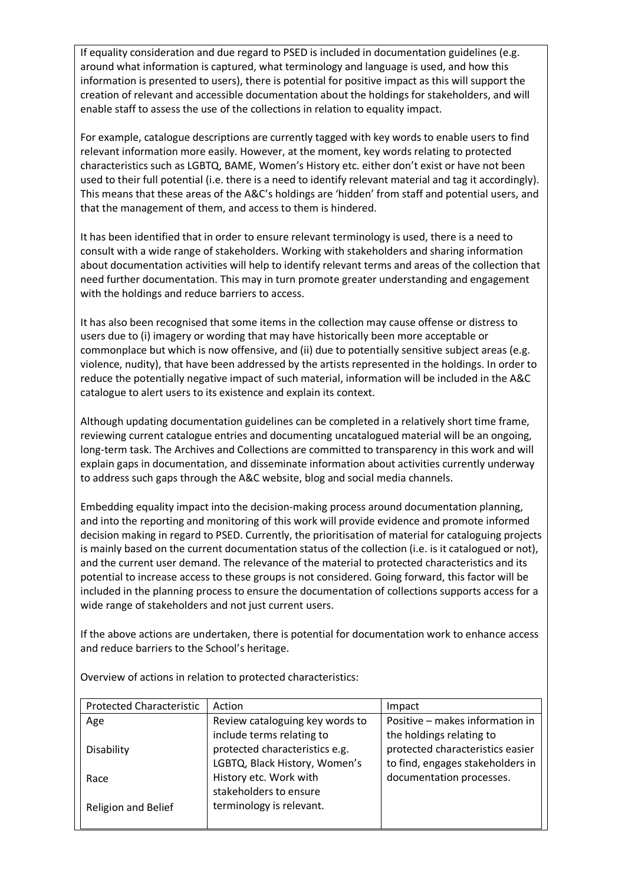If equality consideration and due regard to PSED is included in documentation guidelines (e.g. around what information is captured, what terminology and language is used, and how this information is presented to users), there is potential for positive impact as this will support the creation of relevant and accessible documentation about the holdings for stakeholders, and will enable staff to assess the use of the collections in relation to equality impact.

For example, catalogue descriptions are currently tagged with key words to enable users to find relevant information more easily. However, at the moment, key words relating to protected characteristics such as LGBTQ, BAME, Women's History etc. either don't exist or have not been used to their full potential (i.e. there is a need to identify relevant material and tag it accordingly). This means that these areas of the A&C's holdings are 'hidden' from staff and potential users, and that the management of them, and access to them is hindered.

It has been identified that in order to ensure relevant terminology is used, there is a need to consult with a wide range of stakeholders. Working with stakeholders and sharing information about documentation activities will help to identify relevant terms and areas of the collection that need further documentation. This may in turn promote greater understanding and engagement with the holdings and reduce barriers to access.

It has also been recognised that some items in the collection may cause offense or distress to users due to (i) imagery or wording that may have historically been more acceptable or commonplace but which is now offensive, and (ii) due to potentially sensitive subject areas (e.g. violence, nudity), that have been addressed by the artists represented in the holdings. In order to reduce the potentially negative impact of such material, information will be included in the A&C catalogue to alert users to its existence and explain its context.

Although updating documentation guidelines can be completed in a relatively short time frame, reviewing current catalogue entries and documenting uncatalogued material will be an ongoing, long-term task. The Archives and Collections are committed to transparency in this work and will explain gaps in documentation, and disseminate information about activities currently underway to address such gaps through the A&C website, blog and social media channels.

Embedding equality impact into the decision-making process around documentation planning, and into the reporting and monitoring of this work will provide evidence and promote informed decision making in regard to PSED. Currently, the prioritisation of material for cataloguing projects is mainly based on the current documentation status of the collection (i.e. is it catalogued or not), and the current user demand. The relevance of the material to protected characteristics and its potential to increase access to these groups is not considered. Going forward, this factor will be included in the planning process to ensure the documentation of collections supports access for a wide range of stakeholders and not just current users.

If the above actions are undertaken, there is potential for documentation work to enhance access and reduce barriers to the School's heritage.

Overview of actions in relation to protected characteristics:

| Protected Characteristic | Action | Impact |
|---|---|---|
| Age<br><br>Disability<br><br>Race<br><br>Religion and Belief | Review cataloguing key words to include terms relating to protected characteristics e.g. LGBTQ, Black History, Women's History etc. Work with stakeholders to ensure terminology is relevant. | Positive – makes information in the holdings relating to protected characteristics easier to find, engages stakeholders in documentation processes. |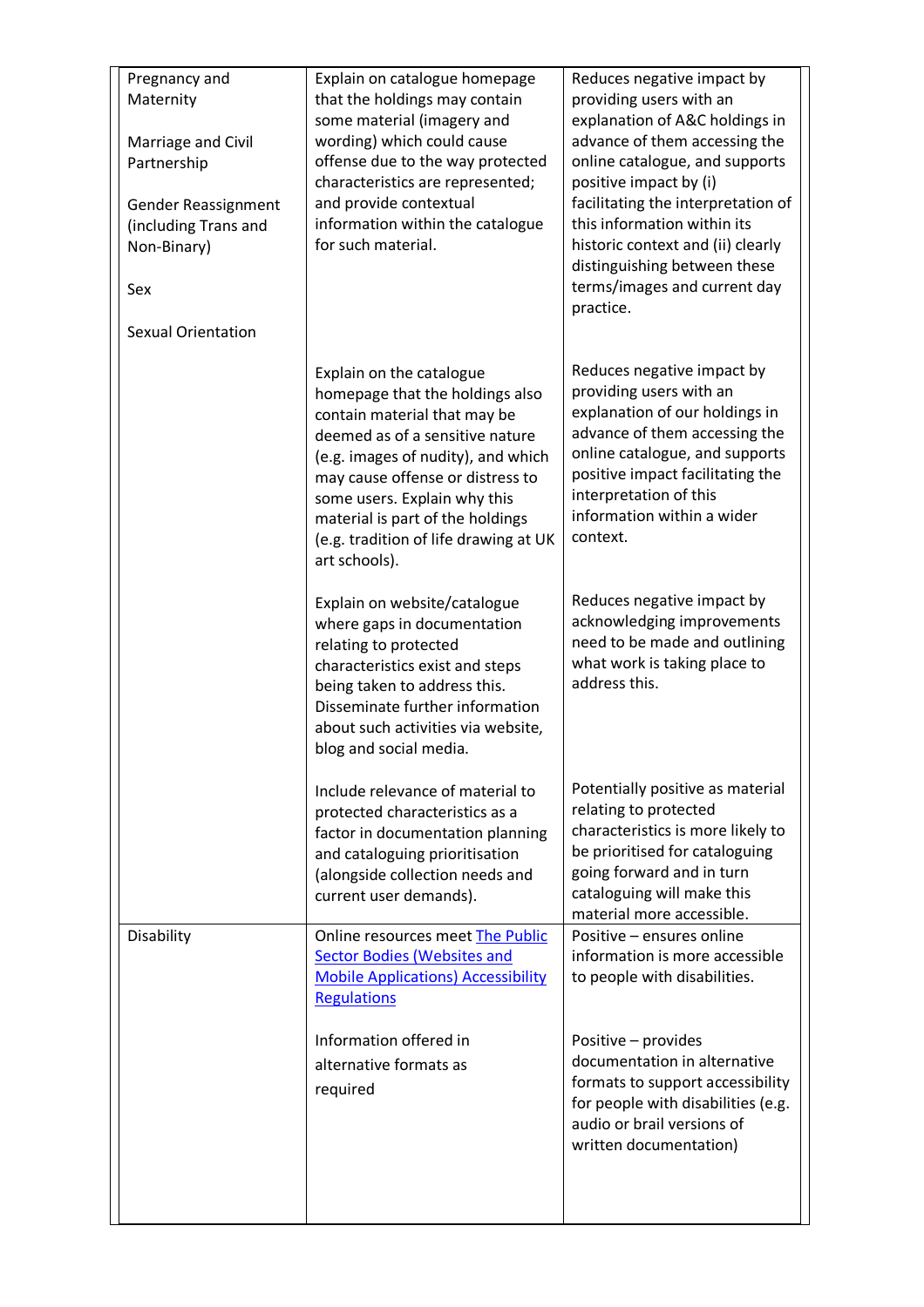| | | |
|---|---|---|
| Pregnancy and Maternity<br><br>Marriage and Civil Partnership<br><br>Gender Reassignment (including Trans and Non-Binary)<br><br>Sex<br><br>Sexual Orientation | Explain on catalogue homepage that the holdings may contain some material (imagery and wording) which could cause offense due to the way protected characteristics are represented; and provide contextual information within the catalogue for such material. | Reduces negative impact by providing users with an explanation of A&C holdings in advance of them accessing the online catalogue, and supports positive impact by (i) facilitating the interpretation of this information within its historic context and (ii) clearly distinguishing between these terms/images and current day practice. |
| | Explain on the catalogue homepage that the holdings also contain material that may be deemed as of a sensitive nature (e.g. images of nudity), and which may cause offense or distress to some users. Explain why this material is part of the holdings (e.g. tradition of life drawing at UK art schools). | Reduces negative impact by providing users with an explanation of our holdings in advance of them accessing the online catalogue, and supports positive impact facilitating the interpretation of this information within a wider context. |
| | Explain on website/catalogue where gaps in documentation relating to protected characteristics exist and steps being taken to address this. Disseminate further information about such activities via website, blog and social media. | Reduces negative impact by acknowledging improvements need to be made and outlining what work is taking place to address this. |
| | Include relevance of material to protected characteristics as a factor in documentation planning and cataloguing prioritisation (alongside collection needs and current user demands). | Potentially positive as material relating to protected characteristics is more likely to be prioritised for cataloguing going forward and in turn cataloguing will make this material more accessible. |
| Disability | Online resources meet [The Public Sector Bodies (Websites and Mobile Applications) Accessibility Regulations]<br><br>Information offered in alternative formats as required | Positive – ensures online information is more accessible to people with disabilities.<br><br>Positive – provides documentation in alternative formats to support accessibility for people with disabilities (e.g. audio or brail versions of written documentation) |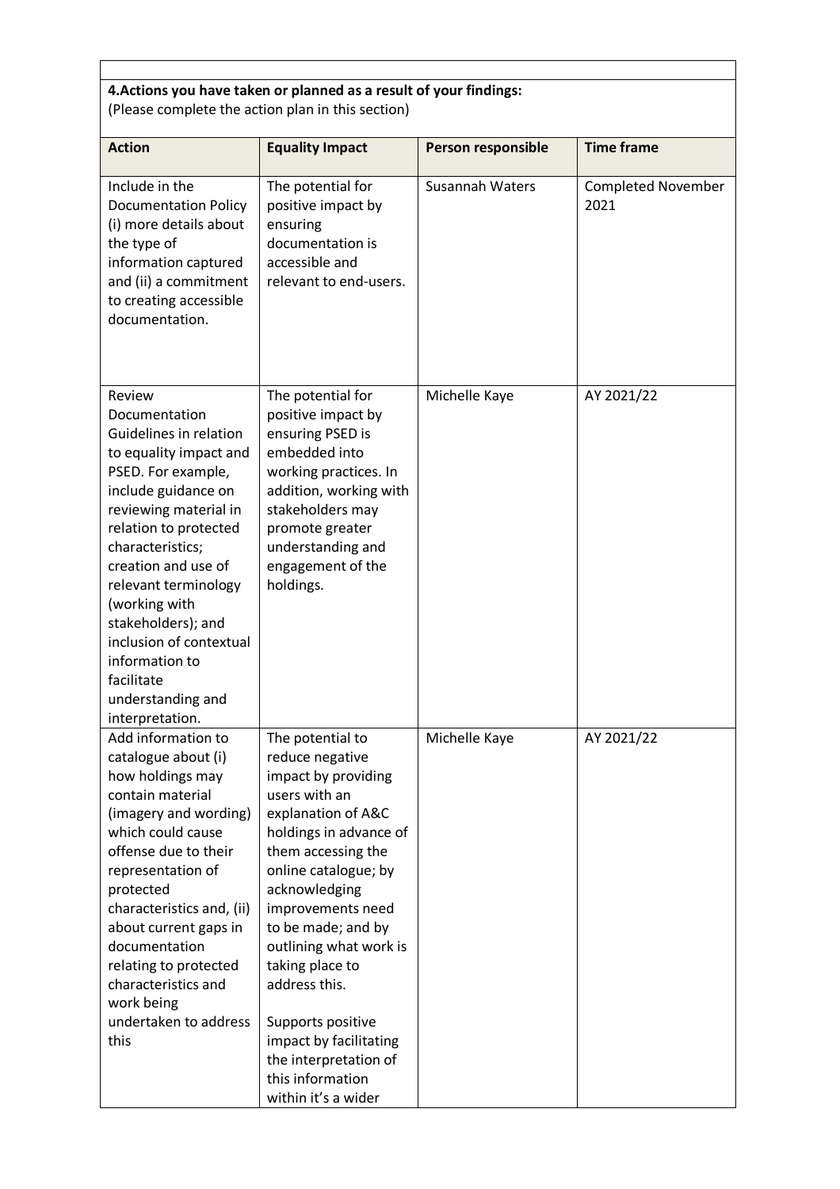**4.Actions you have taken or planned as a result of your findings:**
(Please complete the action plan in this section)

| Action | Equality Impact | Person responsible | Time frame |
|---|---|---|---|
| Include in the Documentation Policy (i) more details about the type of information captured and (ii) a commitment to creating accessible documentation. | The potential for positive impact by ensuring documentation is accessible and relevant to end-users. | Susannah Waters | Completed November 2021 |
| Review Documentation Guidelines in relation to equality impact and PSED. For example, include guidance on reviewing material in relation to protected characteristics; creation and use of relevant terminology (working with stakeholders); and inclusion of contextual information to facilitate understanding and interpretation. | The potential for positive impact by ensuring PSED is embedded into working practices. In addition, working with stakeholders may promote greater understanding and engagement of the holdings. | Michelle Kaye | AY 2021/22 |
| Add information to catalogue about (i) how holdings may contain material (imagery and wording) which could cause offense due to their representation of protected characteristics and, (ii) about current gaps in documentation relating to protected characteristics and work being undertaken to address this | The potential to reduce negative impact by providing users with an explanation of A&C holdings in advance of them accessing the online catalogue; by acknowledging improvements need to be made; and by outlining what work is taking place to address this.<br><br>Supports positive impact by facilitating the interpretation of this information within it's a wider | Michelle Kaye | AY 2021/22 |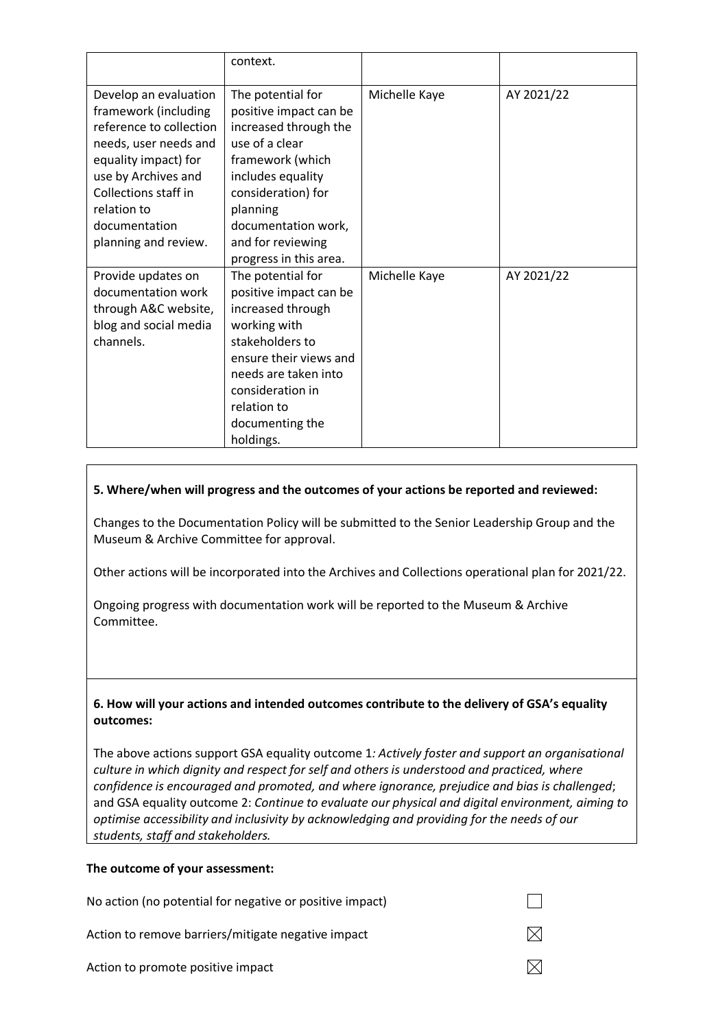|  | context. |  |  |
| --- | --- | --- | --- |
| Develop an evaluation framework (including reference to collection needs, user needs and equality impact) for use by Archives and Collections staff in relation to documentation planning and review. | The potential for positive impact can be increased through the use of a clear framework (which includes equality consideration) for planning documentation work, and for reviewing progress in this area. | Michelle Kaye | AY 2021/22 |
| Provide updates on documentation work through A&C website, blog and social media channels. | The potential for positive impact can be increased through working with stakeholders to ensure their views and needs are taken into consideration in relation to documenting the holdings. | Michelle Kaye | AY 2021/22 |

**5. Where/when will progress and the outcomes of your actions be reported and reviewed:**

Changes to the Documentation Policy will be submitted to the Senior Leadership Group and the Museum & Archive Committee for approval.

Other actions will be incorporated into the Archives and Collections operational plan for 2021/22.

Ongoing progress with documentation work will be reported to the Museum & Archive Committee.

**6. How will your actions and intended outcomes contribute to the delivery of GSA's equality outcomes:**

The above actions support GSA equality outcome 1*: Actively foster and support an organisational culture in which dignity and respect for self and others is understood and practiced, where confidence is encouraged and promoted, and where ignorance, prejudice and bias is challenged*; and GSA equality outcome 2: *Continue to evaluate our physical and digital environment, aiming to optimise accessibility and inclusivity by acknowledging and providing for the needs of our students, staff and stakeholders.*

**The outcome of your assessment:**

No action (no potential for negative or positive impact) ☐

Action to remove barriers/mitigate negative impact ☒

Action to promote positive impact ☒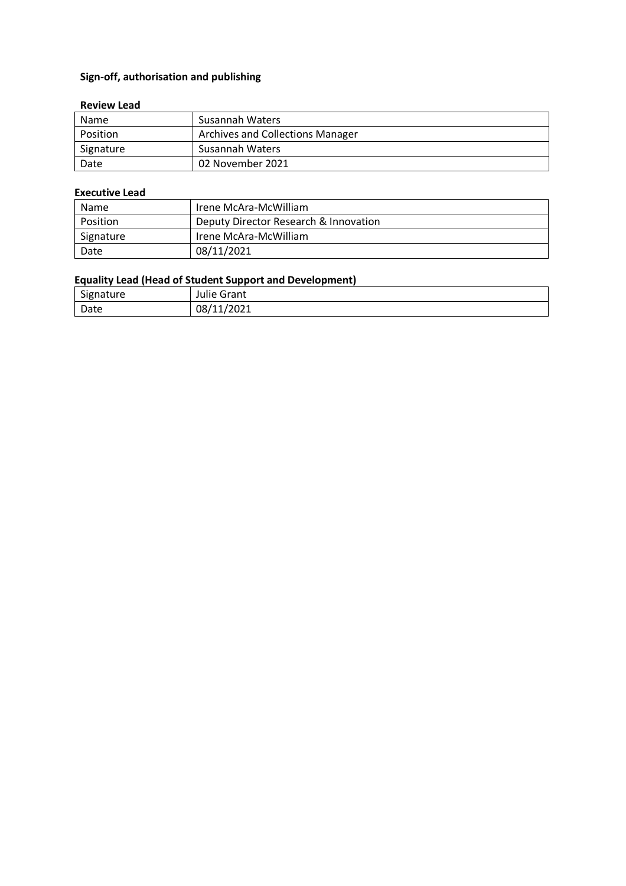**Sign-off, authorisation and publishing**

**Review Lead**

| | |
|---|---|
| Name | Susannah Waters |
| Position | Archives and Collections Manager |
| Signature | Susannah Waters |
| Date | 02 November 2021 |

**Executive Lead**

| | |
|---|---|
| Name | Irene McAra-McWilliam |
| Position | Deputy Director Research & Innovation |
| Signature | Irene McAra-McWilliam |
| Date | 08/11/2021 |

**Equality Lead (Head of Student Support and Development)**

| | |
|---|---|
| Signature | Julie Grant |
| Date | 08/11/2021 |